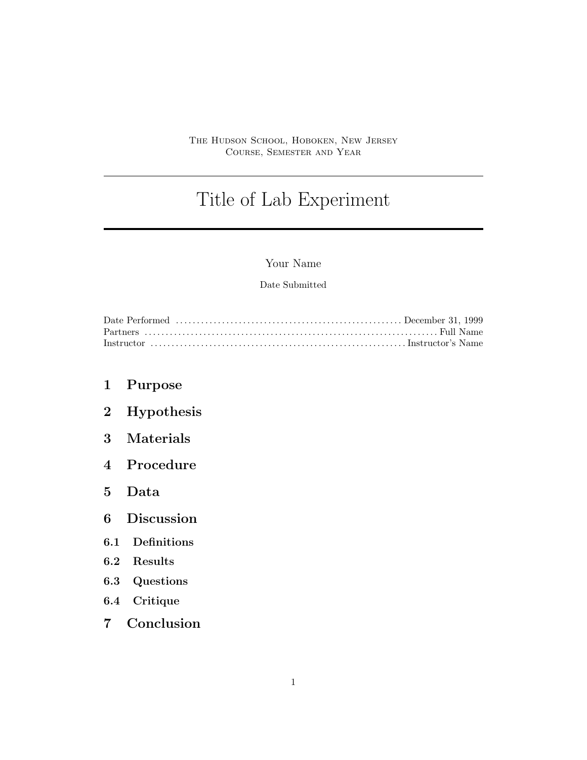THE HUDSON SCHOOL, HOBOKEN, NEW JERSEY
COURSE, SEMESTER AND YEAR

---

# Title of Lab Experiment

---

Your Name

Date Submitted

Date Performed ........................................ December 31, 1999
Partners ........................................ Full Name
Instructor ........................................ Instructor's Name

## 1 Purpose

## 2 Hypothesis

## 3 Materials

## 4 Procedure

## 5 Data

## 6 Discussion

### 6.1 Definitions

### 6.2 Results

### 6.3 Questions

### 6.4 Critique

## 7 Conclusion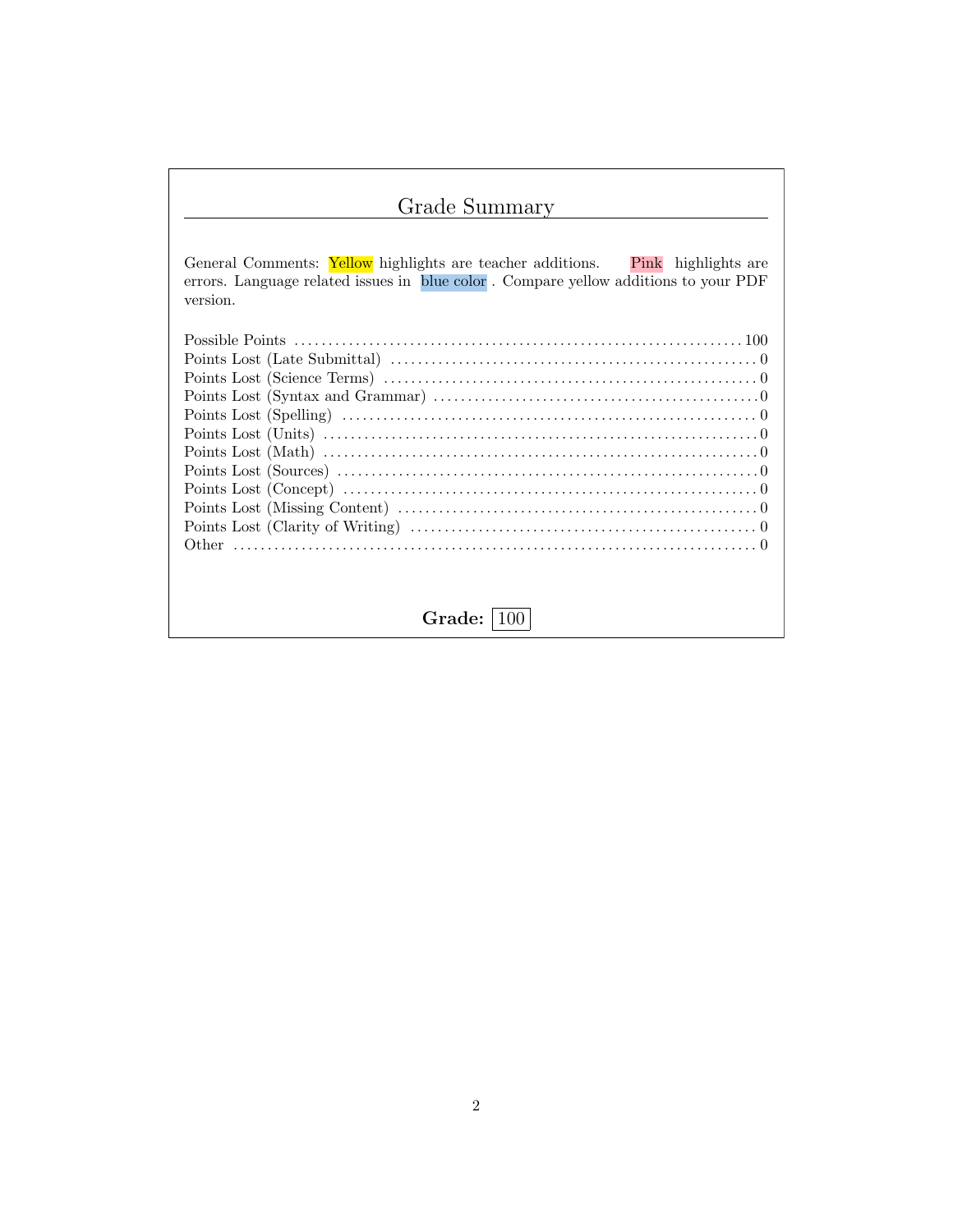## Grade Summary

General Comments: Yellow highlights are teacher additions. Pink highlights are errors. Language related issues in blue color . Compare yellow additions to your PDF version.

| | |
|---|---|
| Possible Points | 100 |
| Points Lost (Late Submittal) | 0 |
| Points Lost (Science Terms) | 0 |
| Points Lost (Syntax and Grammar) | 0 |
| Points Lost (Spelling) | 0 |
| Points Lost (Units) | 0 |
| Points Lost (Math) | 0 |
| Points Lost (Sources) | 0 |
| Points Lost (Concept) | 0 |
| Points Lost (Missing Content) | 0 |
| Points Lost (Clarity of Writing) | 0 |
| Other | 0 |

**Grade:** 100